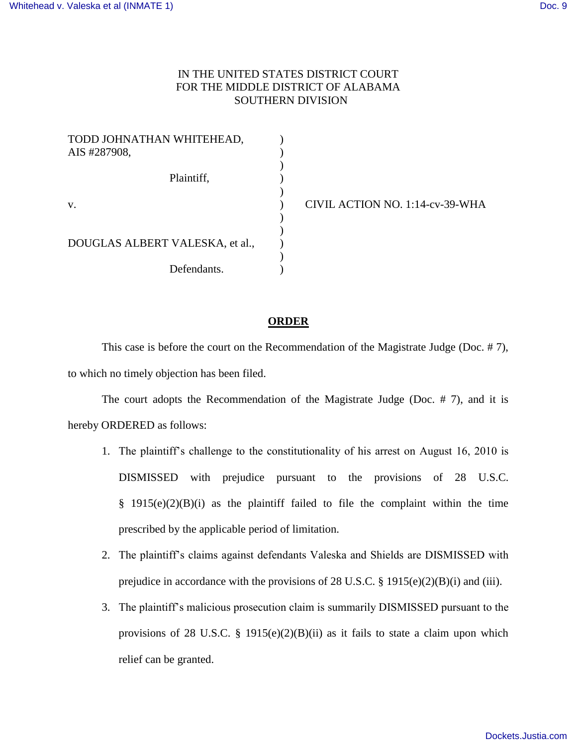IN THE UNITED STATES DISTRICT COURT
FOR THE MIDDLE DISTRICT OF ALABAMA
SOUTHERN DIVISION

TODD JOHNATHAN WHITEHEAD,
AIS #287908,

Plaintiff,

v.

DOUGLAS ALBERT VALESKA, et al.,

Defendants.

CIVIL ACTION NO. 1:14-cv-39-WHA

## ORDER

This case is before the court on the Recommendation of the Magistrate Judge (Doc. # 7), to which no timely objection has been filed.

The court adopts the Recommendation of the Magistrate Judge (Doc. # 7), and it is hereby ORDERED as follows:

1. The plaintiff's challenge to the constitutionality of his arrest on August 16, 2010 is DISMISSED with prejudice pursuant to the provisions of 28 U.S.C. § 1915(e)(2)(B)(i) as the plaintiff failed to file the complaint within the time prescribed by the applicable period of limitation.
2. The plaintiff's claims against defendants Valeska and Shields are DISMISSED with prejudice in accordance with the provisions of 28 U.S.C. § 1915(e)(2)(B)(i) and (iii).
3. The plaintiff's malicious prosecution claim is summarily DISMISSED pursuant to the provisions of 28 U.S.C. § 1915(e)(2)(B)(ii) as it fails to state a claim upon which relief can be granted.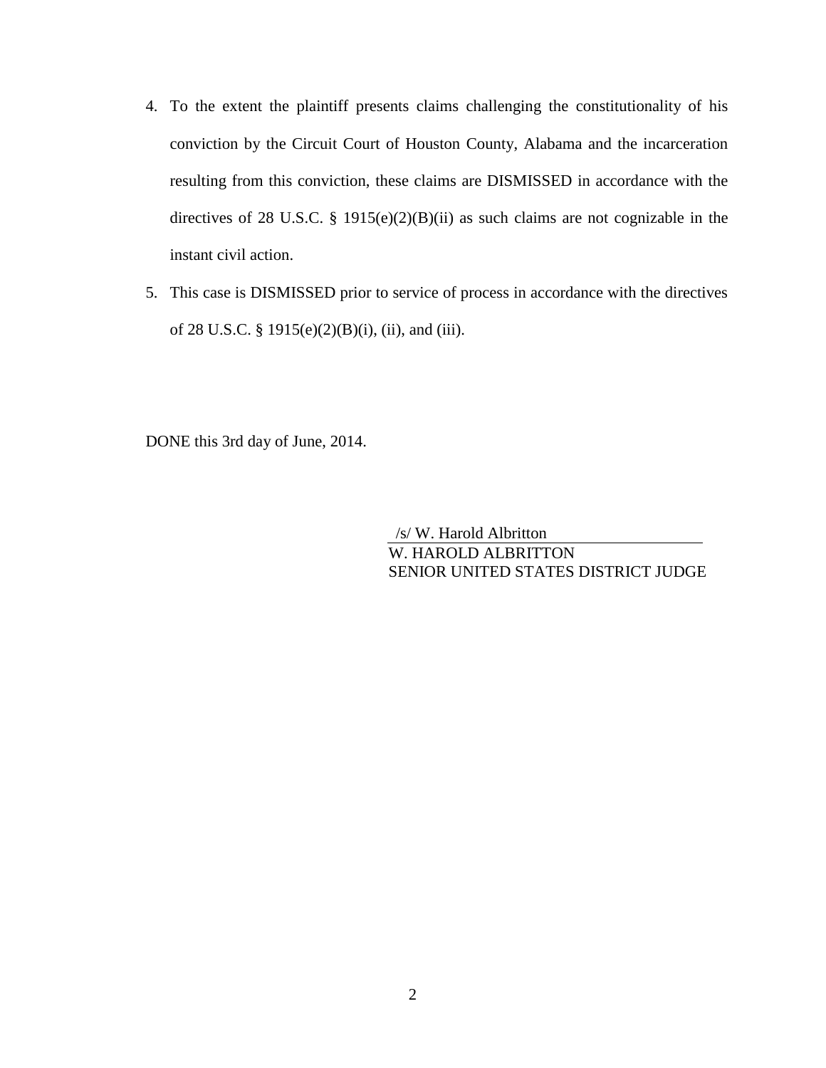4. To the extent the plaintiff presents claims challenging the constitutionality of his conviction by the Circuit Court of Houston County, Alabama and the incarceration resulting from this conviction, these claims are DISMISSED in accordance with the directives of 28 U.S.C. § 1915(e)(2)(B)(ii) as such claims are not cognizable in the instant civil action.
5. This case is DISMISSED prior to service of process in accordance with the directives of 28 U.S.C. § 1915(e)(2)(B)(i), (ii), and (iii).

DONE this 3rd day of June, 2014.

/s/ W. Harold Albritton
W. HAROLD ALBRITTON
SENIOR UNITED STATES DISTRICT JUDGE